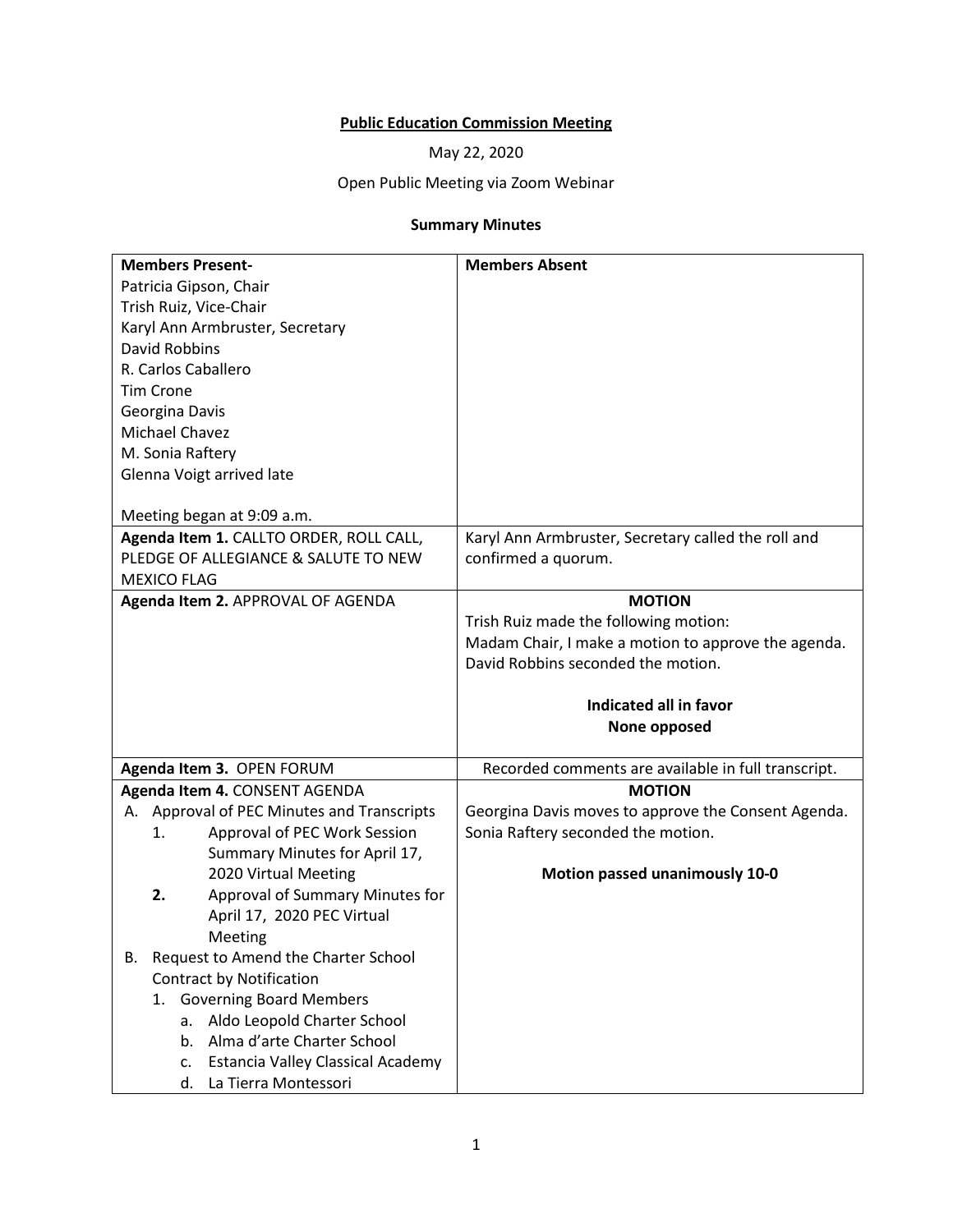**Public Education Commission Meeting**

May 22, 2020

Open Public Meeting via Zoom Webinar

**Summary Minutes**

| **Members Present-** | **Members Absent** |
|---|---|
| Patricia Gipson, Chair<br>Trish Ruiz, Vice-Chair<br>Karyl Ann Armbruster, Secretary<br>David Robbins<br>R. Carlos Caballero<br>Tim Crone<br>Georgina Davis<br>Michael Chavez<br>M. Sonia Raftery<br>Glenna Voigt arrived late<br><br>Meeting began at 9:09 a.m. | |
| **Agenda Item 1.** CALLTO ORDER, ROLL CALL, PLEDGE OF ALLEGIANCE & SALUTE TO NEW MEXICO FLAG | Karyl Ann Armbruster, Secretary called the roll and confirmed a quorum. |
| **Agenda Item 2.** APPROVAL OF AGENDA | **MOTION**<br>Trish Ruiz made the following motion:<br>Madam Chair, I make a motion to approve the agenda.<br>David Robbins seconded the motion.<br><br>**Indicated all in favor**<br>**None opposed** |
| **Agenda Item 3.** OPEN FORUM | Recorded comments are available in full transcript. |
| **Agenda Item 4.** CONSENT AGENDA<br>A. Approval of PEC Minutes and Transcripts<br>&nbsp;&nbsp;&nbsp;1. Approval of PEC Work Session Summary Minutes for April 17, 2020 Virtual Meeting<br>&nbsp;&nbsp;&nbsp;**2.** Approval of Summary Minutes for April 17, 2020 PEC Virtual Meeting<br>B. Request to Amend the Charter School Contract by Notification<br>&nbsp;&nbsp;&nbsp;1. Governing Board Members<br>&nbsp;&nbsp;&nbsp;&nbsp;&nbsp;&nbsp;a. Aldo Leopold Charter School<br>&nbsp;&nbsp;&nbsp;&nbsp;&nbsp;&nbsp;b. Alma d'arte Charter School<br>&nbsp;&nbsp;&nbsp;&nbsp;&nbsp;&nbsp;c. Estancia Valley Classical Academy<br>&nbsp;&nbsp;&nbsp;&nbsp;&nbsp;&nbsp;d. La Tierra Montessori | **MOTION**<br>Georgina Davis moves to approve the Consent Agenda.<br>Sonia Raftery seconded the motion.<br><br>**Motion passed unanimously 10-0** |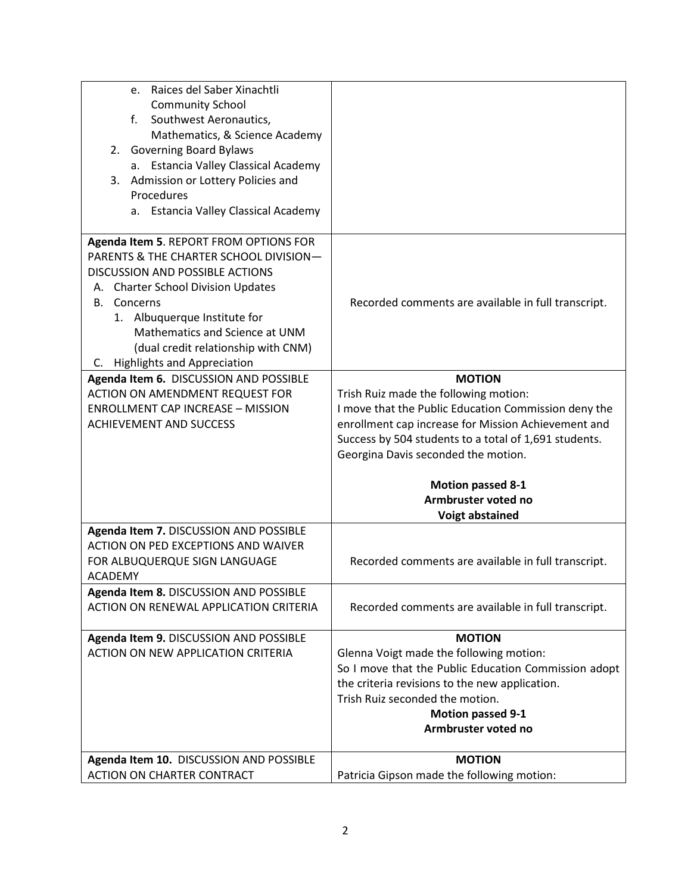| | |
|---|---|
| e. Raices del Saber Xinachtli Community School<br>f. Southwest Aeronautics, Mathematics, & Science Academy<br>2. Governing Board Bylaws<br>a. Estancia Valley Classical Academy<br>3. Admission or Lottery Policies and Procedures<br>a. Estancia Valley Classical Academy | |
| **Agenda Item 5**. REPORT FROM OPTIONS FOR PARENTS & THE CHARTER SCHOOL DIVISION—DISCUSSION AND POSSIBLE ACTIONS<br>A. Charter School Division Updates<br>B. Concerns<br>1. Albuquerque Institute for Mathematics and Science at UNM (dual credit relationship with CNM)<br>C. Highlights and Appreciation | Recorded comments are available in full transcript. |
| **Agenda Item 6.** DISCUSSION AND POSSIBLE ACTION ON AMENDMENT REQUEST FOR ENROLLMENT CAP INCREASE – MISSION ACHIEVEMENT AND SUCCESS | **MOTION**<br>Trish Ruiz made the following motion:<br>I move that the Public Education Commission deny the enrollment cap increase for Mission Achievement and Success by 504 students to a total of 1,691 students.<br>Georgina Davis seconded the motion.<br><br>**Motion passed 8-1**<br>**Armbruster voted no**<br>**Voigt abstained** |
| **Agenda Item 7.** DISCUSSION AND POSSIBLE ACTION ON PED EXCEPTIONS AND WAIVER FOR ALBUQUERQUE SIGN LANGUAGE ACADEMY | Recorded comments are available in full transcript. |
| **Agenda Item 8.** DISCUSSION AND POSSIBLE ACTION ON RENEWAL APPLICATION CRITERIA | Recorded comments are available in full transcript. |
| **Agenda Item 9.** DISCUSSION AND POSSIBLE ACTION ON NEW APPLICATION CRITERIA | **MOTION**<br>Glenna Voigt made the following motion:<br>So I move that the Public Education Commission adopt the criteria revisions to the new application.<br>Trish Ruiz seconded the motion.<br>**Motion passed 9-1**<br>**Armbruster voted no** |
| **Agenda Item 10.** DISCUSSION AND POSSIBLE ACTION ON CHARTER CONTRACT | **MOTION**<br>Patricia Gipson made the following motion: |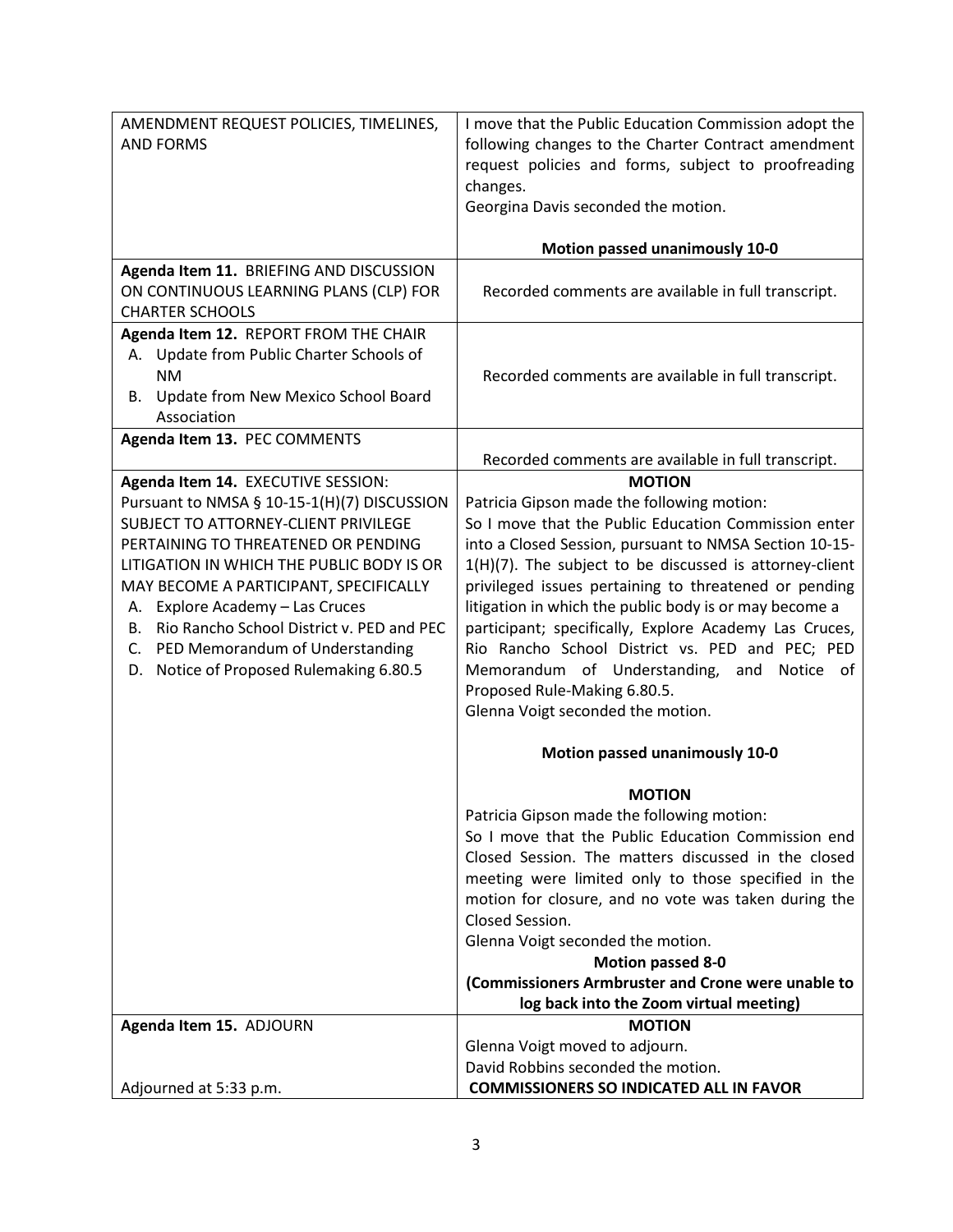| | |
|---|---|
| AMENDMENT REQUEST POLICIES, TIMELINES, AND FORMS | I move that the Public Education Commission adopt the following changes to the Charter Contract amendment request policies and forms, subject to proofreading changes.<br>Georgina Davis seconded the motion.<br><br>**Motion passed unanimously 10-0** |
| **Agenda Item 11.** BRIEFING AND DISCUSSION ON CONTINUOUS LEARNING PLANS (CLP) FOR CHARTER SCHOOLS | Recorded comments are available in full transcript. |
| **Agenda Item 12.** REPORT FROM THE CHAIR<br>A. Update from Public Charter Schools of NM<br>B. Update from New Mexico School Board Association | Recorded comments are available in full transcript. |
| **Agenda Item 13.** PEC COMMENTS | Recorded comments are available in full transcript. |
| **Agenda Item 14.** EXECUTIVE SESSION: Pursuant to NMSA § 10-15-1(H)(7) DISCUSSION SUBJECT TO ATTORNEY-CLIENT PRIVILEGE PERTAINING TO THREATENED OR PENDING LITIGATION IN WHICH THE PUBLIC BODY IS OR MAY BECOME A PARTICIPANT, SPECIFICALLY<br>A. Explore Academy – Las Cruces<br>B. Rio Rancho School District v. PED and PEC<br>C. PED Memorandum of Understanding<br>D. Notice of Proposed Rulemaking 6.80.5 | **MOTION**<br>Patricia Gipson made the following motion:<br>So I move that the Public Education Commission enter into a Closed Session, pursuant to NMSA Section 10-15-1(H)(7). The subject to be discussed is attorney-client privileged issues pertaining to threatened or pending litigation in which the public body is or may become a participant; specifically, Explore Academy Las Cruces, Rio Rancho School District vs. PED and PEC; PED Memorandum of Understanding, and Notice of Proposed Rule-Making 6.80.5.<br>Glenna Voigt seconded the motion.<br><br>**Motion passed unanimously 10-0**<br><br>**MOTION**<br>Patricia Gipson made the following motion:<br>So I move that the Public Education Commission end Closed Session. The matters discussed in the closed meeting were limited only to those specified in the motion for closure, and no vote was taken during the Closed Session.<br>Glenna Voigt seconded the motion.<br>**Motion passed 8-0**<br>**(Commissioners Armbruster and Crone were unable to log back into the Zoom virtual meeting)** |
| **Agenda Item 15.** ADJOURN<br><br>Adjourned at 5:33 p.m. | **MOTION**<br>Glenna Voigt moved to adjourn.<br>David Robbins seconded the motion.<br>**COMMISSIONERS SO INDICATED ALL IN FAVOR** |